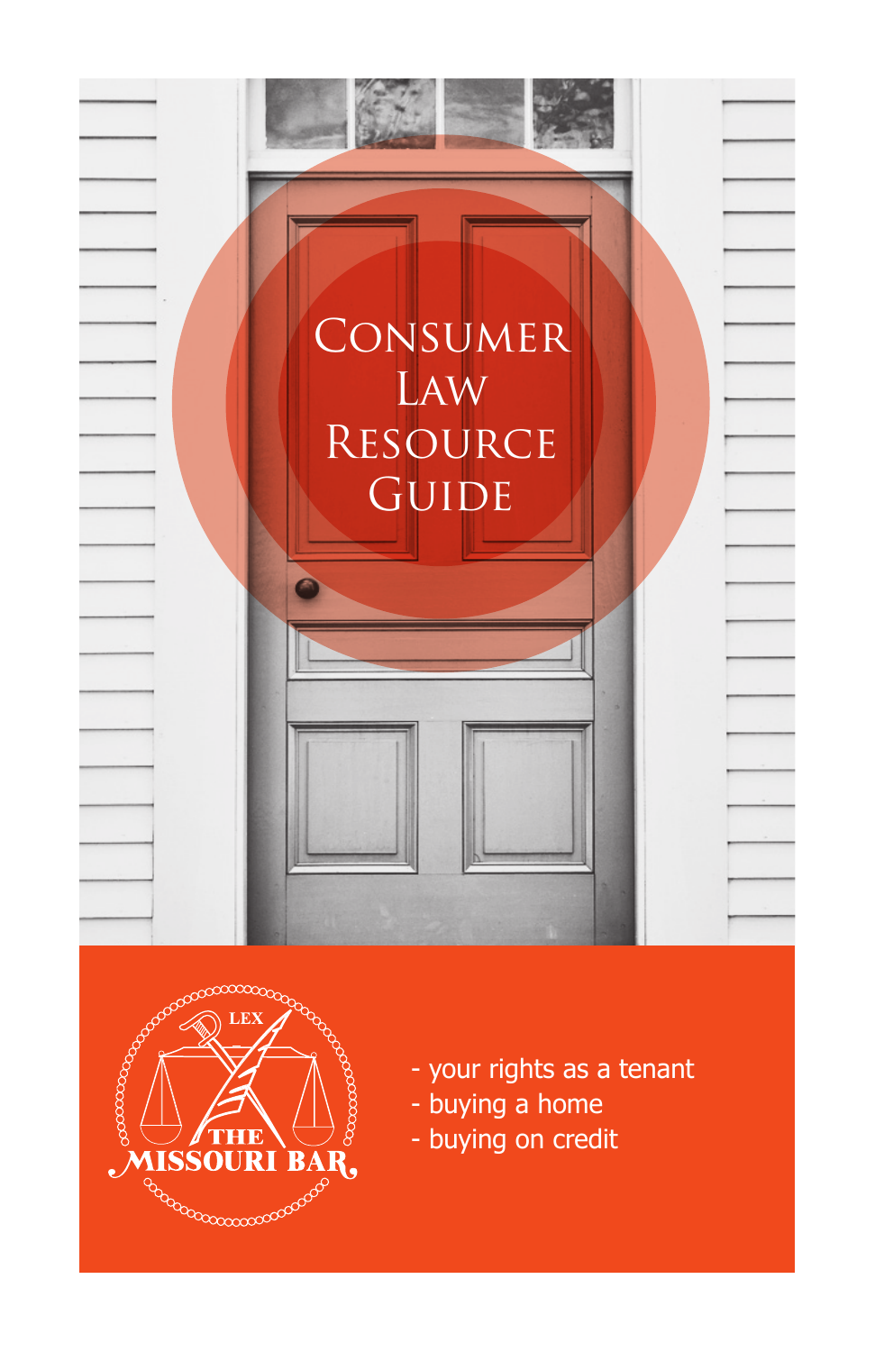# Consumer Law Resource Guide

LEX

THE MISSOURI BAR

- your rights as a tenant
- buying a home
- buying on credit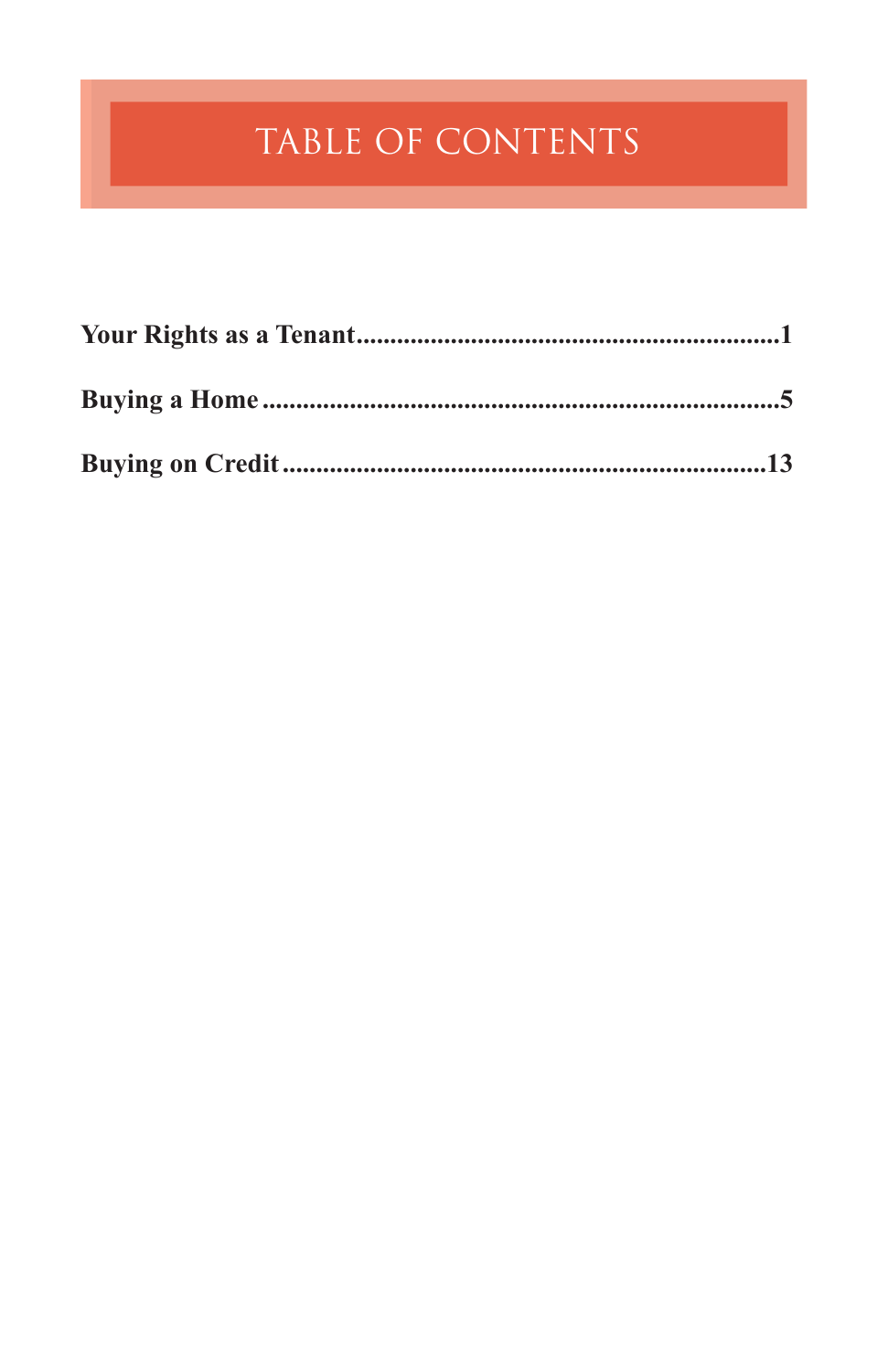# TABLE OF CONTENTS

**Your Rights as a Tenant**..............................................................**1**

**Buying a Home**............................................................................**5**

**Buying on Credit**......................................................................**13**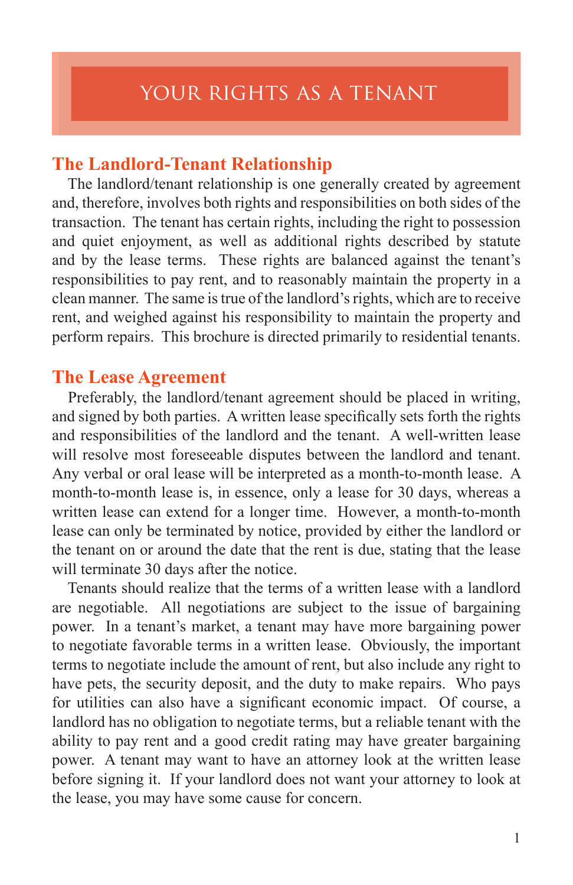# YOUR RIGHTS AS A TENANT

## The Landlord-Tenant Relationship

The landlord/tenant relationship is one generally created by agreement and, therefore, involves both rights and responsibilities on both sides of the transaction. The tenant has certain rights, including the right to possession and quiet enjoyment, as well as additional rights described by statute and by the lease terms. These rights are balanced against the tenant's responsibilities to pay rent, and to reasonably maintain the property in a clean manner. The same is true of the landlord's rights, which are to receive rent, and weighed against his responsibility to maintain the property and perform repairs. This brochure is directed primarily to residential tenants.

## The Lease Agreement

Preferably, the landlord/tenant agreement should be placed in writing, and signed by both parties. A written lease specifically sets forth the rights and responsibilities of the landlord and the tenant. A well-written lease will resolve most foreseeable disputes between the landlord and tenant. Any verbal or oral lease will be interpreted as a month-to-month lease. A month-to-month lease is, in essence, only a lease for 30 days, whereas a written lease can extend for a longer time. However, a month-to-month lease can only be terminated by notice, provided by either the landlord or the tenant on or around the date that the rent is due, stating that the lease will terminate 30 days after the notice.

Tenants should realize that the terms of a written lease with a landlord are negotiable. All negotiations are subject to the issue of bargaining power. In a tenant's market, a tenant may have more bargaining power to negotiate favorable terms in a written lease. Obviously, the important terms to negotiate include the amount of rent, but also include any right to have pets, the security deposit, and the duty to make repairs. Who pays for utilities can also have a significant economic impact. Of course, a landlord has no obligation to negotiate terms, but a reliable tenant with the ability to pay rent and a good credit rating may have greater bargaining power. A tenant may want to have an attorney look at the written lease before signing it. If your landlord does not want your attorney to look at the lease, you may have some cause for concern.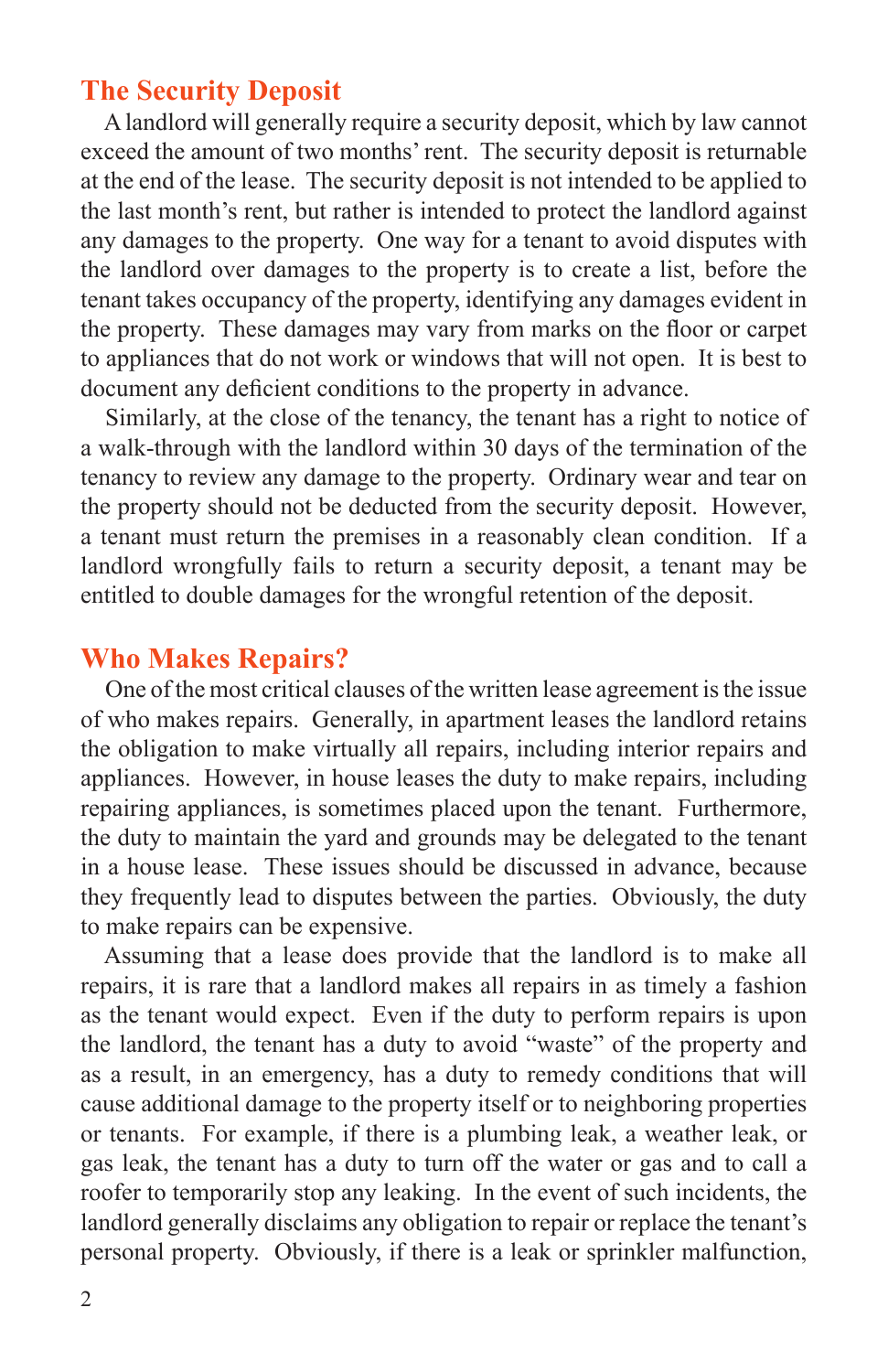## The Security Deposit

A landlord will generally require a security deposit, which by law cannot exceed the amount of two months' rent. The security deposit is returnable at the end of the lease. The security deposit is not intended to be applied to the last month's rent, but rather is intended to protect the landlord against any damages to the property. One way for a tenant to avoid disputes with the landlord over damages to the property is to create a list, before the tenant takes occupancy of the property, identifying any damages evident in the property. These damages may vary from marks on the floor or carpet to appliances that do not work or windows that will not open. It is best to document any deficient conditions to the property in advance.

Similarly, at the close of the tenancy, the tenant has a right to notice of a walk-through with the landlord within 30 days of the termination of the tenancy to review any damage to the property. Ordinary wear and tear on the property should not be deducted from the security deposit. However, a tenant must return the premises in a reasonably clean condition. If a landlord wrongfully fails to return a security deposit, a tenant may be entitled to double damages for the wrongful retention of the deposit.

## Who Makes Repairs?

One of the most critical clauses of the written lease agreement is the issue of who makes repairs. Generally, in apartment leases the landlord retains the obligation to make virtually all repairs, including interior repairs and appliances. However, in house leases the duty to make repairs, including repairing appliances, is sometimes placed upon the tenant. Furthermore, the duty to maintain the yard and grounds may be delegated to the tenant in a house lease. These issues should be discussed in advance, because they frequently lead to disputes between the parties. Obviously, the duty to make repairs can be expensive.

Assuming that a lease does provide that the landlord is to make all repairs, it is rare that a landlord makes all repairs in as timely a fashion as the tenant would expect. Even if the duty to perform repairs is upon the landlord, the tenant has a duty to avoid "waste" of the property and as a result, in an emergency, has a duty to remedy conditions that will cause additional damage to the property itself or to neighboring properties or tenants. For example, if there is a plumbing leak, a weather leak, or gas leak, the tenant has a duty to turn off the water or gas and to call a roofer to temporarily stop any leaking. In the event of such incidents, the landlord generally disclaims any obligation to repair or replace the tenant's personal property. Obviously, if there is a leak or sprinkler malfunction,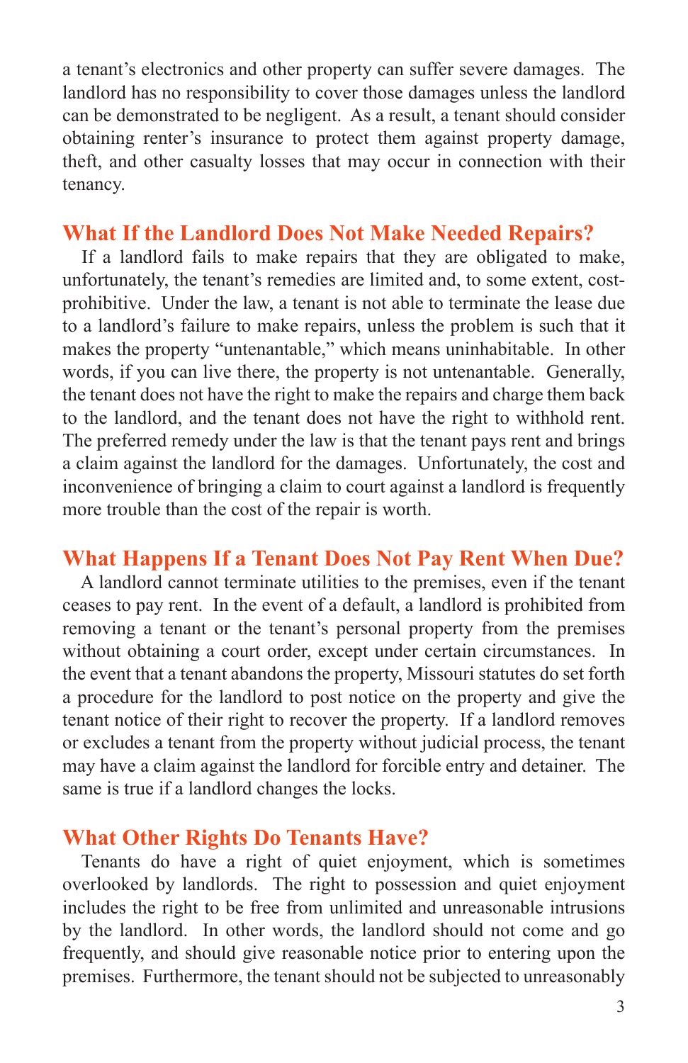a tenant's electronics and other property can suffer severe damages. The landlord has no responsibility to cover those damages unless the landlord can be demonstrated to be negligent. As a result, a tenant should consider obtaining renter's insurance to protect them against property damage, theft, and other casualty losses that may occur in connection with their tenancy.

## What If the Landlord Does Not Make Needed Repairs?

If a landlord fails to make repairs that they are obligated to make, unfortunately, the tenant's remedies are limited and, to some extent, cost-prohibitive. Under the law, a tenant is not able to terminate the lease due to a landlord's failure to make repairs, unless the problem is such that it makes the property "untenantable," which means uninhabitable. In other words, if you can live there, the property is not untenantable. Generally, the tenant does not have the right to make the repairs and charge them back to the landlord, and the tenant does not have the right to withhold rent. The preferred remedy under the law is that the tenant pays rent and brings a claim against the landlord for the damages. Unfortunately, the cost and inconvenience of bringing a claim to court against a landlord is frequently more trouble than the cost of the repair is worth.

## What Happens If a Tenant Does Not Pay Rent When Due?

A landlord cannot terminate utilities to the premises, even if the tenant ceases to pay rent. In the event of a default, a landlord is prohibited from removing a tenant or the tenant's personal property from the premises without obtaining a court order, except under certain circumstances. In the event that a tenant abandons the property, Missouri statutes do set forth a procedure for the landlord to post notice on the property and give the tenant notice of their right to recover the property. If a landlord removes or excludes a tenant from the property without judicial process, the tenant may have a claim against the landlord for forcible entry and detainer. The same is true if a landlord changes the locks.

## What Other Rights Do Tenants Have?

Tenants do have a right of quiet enjoyment, which is sometimes overlooked by landlords. The right to possession and quiet enjoyment includes the right to be free from unlimited and unreasonable intrusions by the landlord. In other words, the landlord should not come and go frequently, and should give reasonable notice prior to entering upon the premises. Furthermore, the tenant should not be subjected to unreasonably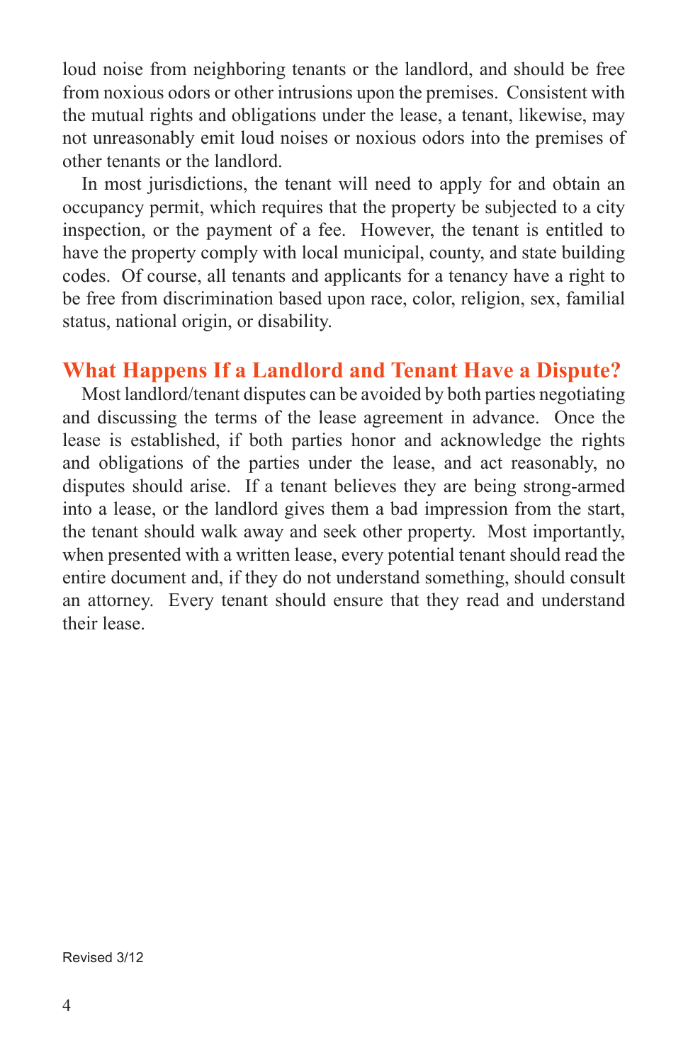loud noise from neighboring tenants or the landlord, and should be free from noxious odors or other intrusions upon the premises. Consistent with the mutual rights and obligations under the lease, a tenant, likewise, may not unreasonably emit loud noises or noxious odors into the premises of other tenants or the landlord.

In most jurisdictions, the tenant will need to apply for and obtain an occupancy permit, which requires that the property be subjected to a city inspection, or the payment of a fee. However, the tenant is entitled to have the property comply with local municipal, county, and state building codes. Of course, all tenants and applicants for a tenancy have a right to be free from discrimination based upon race, color, religion, sex, familial status, national origin, or disability.

## What Happens If a Landlord and Tenant Have a Dispute?

Most landlord/tenant disputes can be avoided by both parties negotiating and discussing the terms of the lease agreement in advance. Once the lease is established, if both parties honor and acknowledge the rights and obligations of the parties under the lease, and act reasonably, no disputes should arise. If a tenant believes they are being strong-armed into a lease, or the landlord gives them a bad impression from the start, the tenant should walk away and seek other property. Most importantly, when presented with a written lease, every potential tenant should read the entire document and, if they do not understand something, should consult an attorney. Every tenant should ensure that they read and understand their lease.

Revised 3/12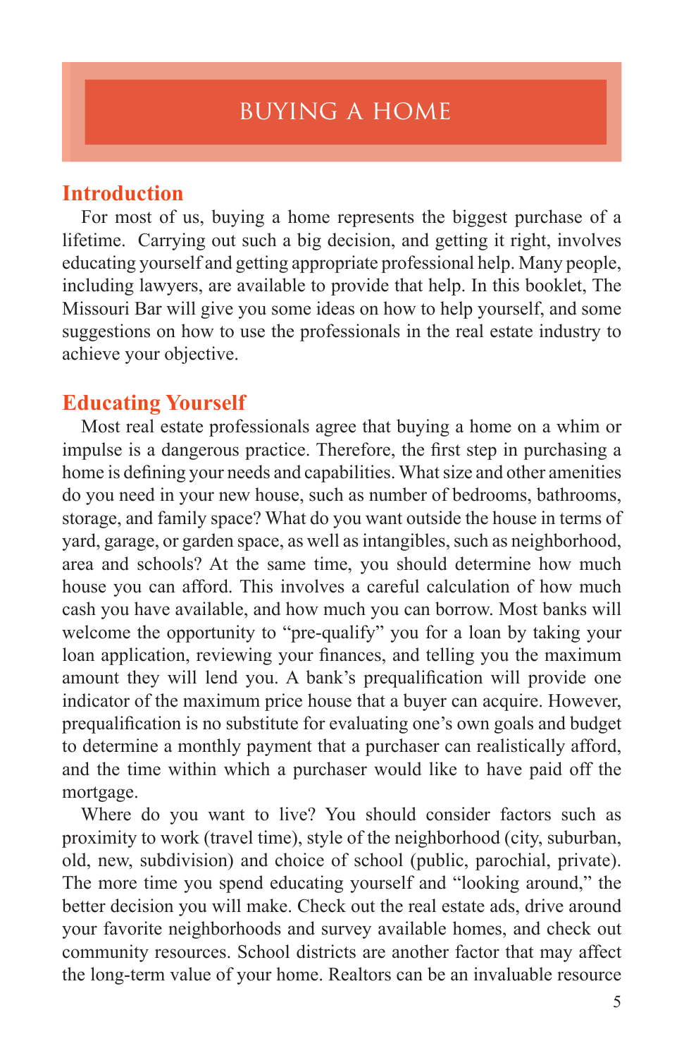# BUYING A HOME

## Introduction

For most of us, buying a home represents the biggest purchase of a lifetime. Carrying out such a big decision, and getting it right, involves educating yourself and getting appropriate professional help. Many people, including lawyers, are available to provide that help. In this booklet, The Missouri Bar will give you some ideas on how to help yourself, and some suggestions on how to use the professionals in the real estate industry to achieve your objective.

## Educating Yourself

Most real estate professionals agree that buying a home on a whim or impulse is a dangerous practice. Therefore, the first step in purchasing a home is defining your needs and capabilities. What size and other amenities do you need in your new house, such as number of bedrooms, bathrooms, storage, and family space? What do you want outside the house in terms of yard, garage, or garden space, as well as intangibles, such as neighborhood, area and schools? At the same time, you should determine how much house you can afford. This involves a careful calculation of how much cash you have available, and how much you can borrow. Most banks will welcome the opportunity to "pre-qualify" you for a loan by taking your loan application, reviewing your finances, and telling you the maximum amount they will lend you. A bank's prequalification will provide one indicator of the maximum price house that a buyer can acquire. However, prequalification is no substitute for evaluating one's own goals and budget to determine a monthly payment that a purchaser can realistically afford, and the time within which a purchaser would like to have paid off the mortgage.

Where do you want to live? You should consider factors such as proximity to work (travel time), style of the neighborhood (city, suburban, old, new, subdivision) and choice of school (public, parochial, private). The more time you spend educating yourself and "looking around," the better decision you will make. Check out the real estate ads, drive around your favorite neighborhoods and survey available homes, and check out community resources. School districts are another factor that may affect the long-term value of your home. Realtors can be an invaluable resource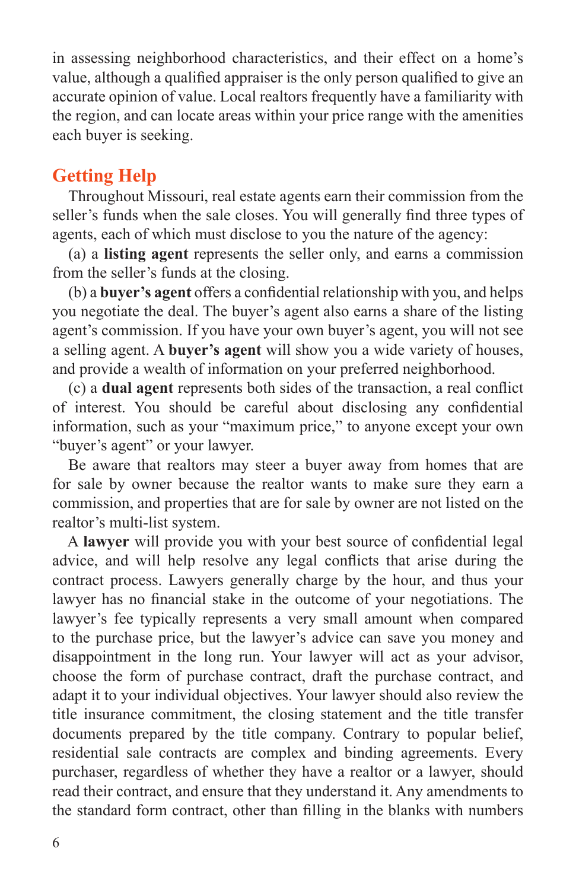in assessing neighborhood characteristics, and their effect on a home's value, although a qualified appraiser is the only person qualified to give an accurate opinion of value. Local realtors frequently have a familiarity with the region, and can locate areas within your price range with the amenities each buyer is seeking.

## Getting Help

Throughout Missouri, real estate agents earn their commission from the seller's funds when the sale closes. You will generally find three types of agents, each of which must disclose to you the nature of the agency:

(a) a **listing agent** represents the seller only, and earns a commission from the seller's funds at the closing.

(b) a **buyer's agent** offers a confidential relationship with you, and helps you negotiate the deal. The buyer's agent also earns a share of the listing agent's commission. If you have your own buyer's agent, you will not see a selling agent. A **buyer's agent** will show you a wide variety of houses, and provide a wealth of information on your preferred neighborhood.

(c) a **dual agent** represents both sides of the transaction, a real conflict of interest. You should be careful about disclosing any confidential information, such as your "maximum price," to anyone except your own "buyer's agent" or your lawyer.

Be aware that realtors may steer a buyer away from homes that are for sale by owner because the realtor wants to make sure they earn a commission, and properties that are for sale by owner are not listed on the realtor's multi-list system.

A **lawyer** will provide you with your best source of confidential legal advice, and will help resolve any legal conflicts that arise during the contract process. Lawyers generally charge by the hour, and thus your lawyer has no financial stake in the outcome of your negotiations. The lawyer's fee typically represents a very small amount when compared to the purchase price, but the lawyer's advice can save you money and disappointment in the long run. Your lawyer will act as your advisor, choose the form of purchase contract, draft the purchase contract, and adapt it to your individual objectives. Your lawyer should also review the title insurance commitment, the closing statement and the title transfer documents prepared by the title company. Contrary to popular belief, residential sale contracts are complex and binding agreements. Every purchaser, regardless of whether they have a realtor or a lawyer, should read their contract, and ensure that they understand it. Any amendments to the standard form contract, other than filling in the blanks with numbers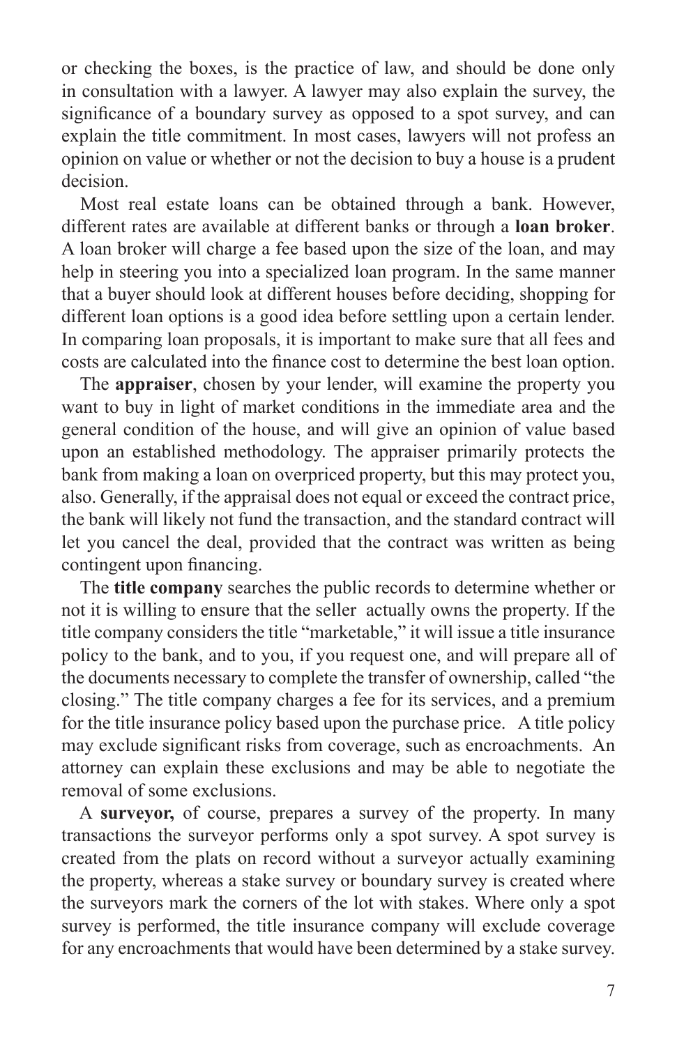or checking the boxes, is the practice of law, and should be done only in consultation with a lawyer. A lawyer may also explain the survey, the significance of a boundary survey as opposed to a spot survey, and can explain the title commitment. In most cases, lawyers will not profess an opinion on value or whether or not the decision to buy a house is a prudent decision.

Most real estate loans can be obtained through a bank. However, different rates are available at different banks or through a **loan broker**. A loan broker will charge a fee based upon the size of the loan, and may help in steering you into a specialized loan program. In the same manner that a buyer should look at different houses before deciding, shopping for different loan options is a good idea before settling upon a certain lender. In comparing loan proposals, it is important to make sure that all fees and costs are calculated into the finance cost to determine the best loan option.

The **appraiser**, chosen by your lender, will examine the property you want to buy in light of market conditions in the immediate area and the general condition of the house, and will give an opinion of value based upon an established methodology. The appraiser primarily protects the bank from making a loan on overpriced property, but this may protect you, also. Generally, if the appraisal does not equal or exceed the contract price, the bank will likely not fund the transaction, and the standard contract will let you cancel the deal, provided that the contract was written as being contingent upon financing.

The **title company** searches the public records to determine whether or not it is willing to ensure that the seller actually owns the property. If the title company considers the title "marketable," it will issue a title insurance policy to the bank, and to you, if you request one, and will prepare all of the documents necessary to complete the transfer of ownership, called "the closing." The title company charges a fee for its services, and a premium for the title insurance policy based upon the purchase price. A title policy may exclude significant risks from coverage, such as encroachments. An attorney can explain these exclusions and may be able to negotiate the removal of some exclusions.

A **surveyor,** of course, prepares a survey of the property. In many transactions the surveyor performs only a spot survey. A spot survey is created from the plats on record without a surveyor actually examining the property, whereas a stake survey or boundary survey is created where the surveyors mark the corners of the lot with stakes. Where only a spot survey is performed, the title insurance company will exclude coverage for any encroachments that would have been determined by a stake survey.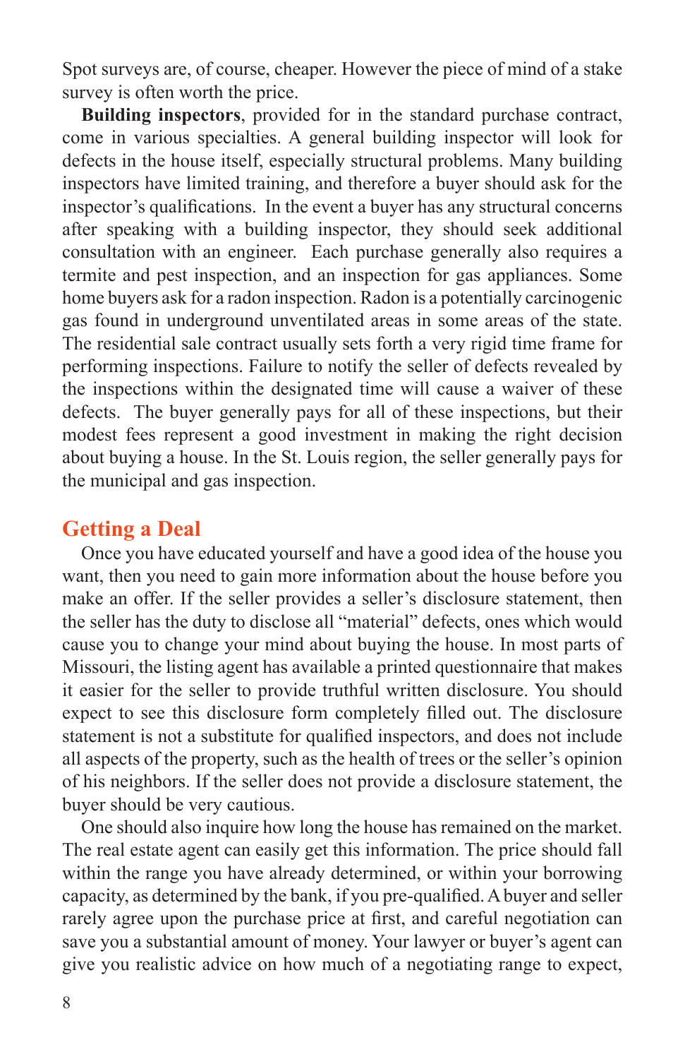Spot surveys are, of course, cheaper. However the piece of mind of a stake survey is often worth the price.

**Building inspectors**, provided for in the standard purchase contract, come in various specialties. A general building inspector will look for defects in the house itself, especially structural problems. Many building inspectors have limited training, and therefore a buyer should ask for the inspector's qualifications. In the event a buyer has any structural concerns after speaking with a building inspector, they should seek additional consultation with an engineer. Each purchase generally also requires a termite and pest inspection, and an inspection for gas appliances. Some home buyers ask for a radon inspection. Radon is a potentially carcinogenic gas found in underground unventilated areas in some areas of the state. The residential sale contract usually sets forth a very rigid time frame for performing inspections. Failure to notify the seller of defects revealed by the inspections within the designated time will cause a waiver of these defects. The buyer generally pays for all of these inspections, but their modest fees represent a good investment in making the right decision about buying a house. In the St. Louis region, the seller generally pays for the municipal and gas inspection.

## Getting a Deal

Once you have educated yourself and have a good idea of the house you want, then you need to gain more information about the house before you make an offer. If the seller provides a seller's disclosure statement, then the seller has the duty to disclose all "material" defects, ones which would cause you to change your mind about buying the house. In most parts of Missouri, the listing agent has available a printed questionnaire that makes it easier for the seller to provide truthful written disclosure. You should expect to see this disclosure form completely filled out. The disclosure statement is not a substitute for qualified inspectors, and does not include all aspects of the property, such as the health of trees or the seller's opinion of his neighbors. If the seller does not provide a disclosure statement, the buyer should be very cautious.

One should also inquire how long the house has remained on the market. The real estate agent can easily get this information. The price should fall within the range you have already determined, or within your borrowing capacity, as determined by the bank, if you pre-qualified. A buyer and seller rarely agree upon the purchase price at first, and careful negotiation can save you a substantial amount of money. Your lawyer or buyer's agent can give you realistic advice on how much of a negotiating range to expect,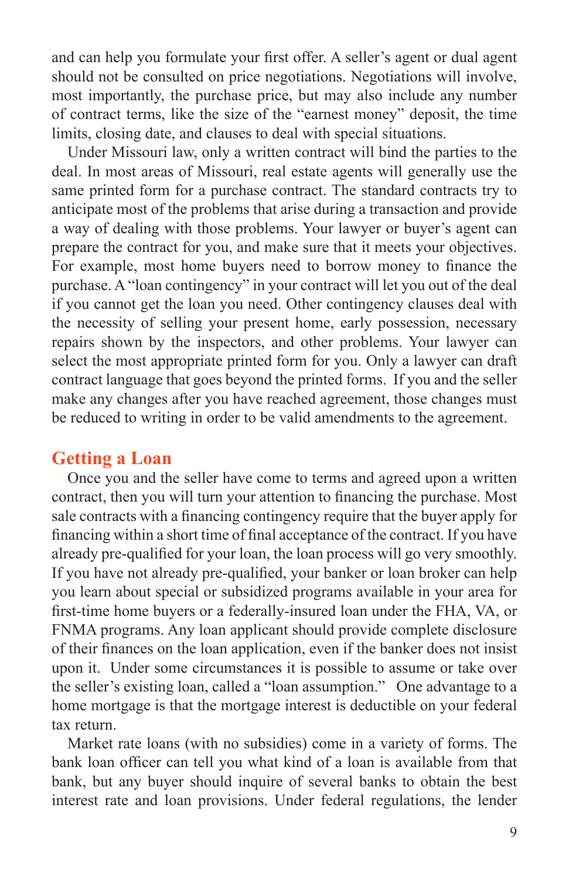and can help you formulate your first offer. A seller's agent or dual agent should not be consulted on price negotiations. Negotiations will involve, most importantly, the purchase price, but may also include any number of contract terms, like the size of the "earnest money" deposit, the time limits, closing date, and clauses to deal with special situations.

Under Missouri law, only a written contract will bind the parties to the deal. In most areas of Missouri, real estate agents will generally use the same printed form for a purchase contract. The standard contracts try to anticipate most of the problems that arise during a transaction and provide a way of dealing with those problems. Your lawyer or buyer's agent can prepare the contract for you, and make sure that it meets your objectives. For example, most home buyers need to borrow money to finance the purchase. A "loan contingency" in your contract will let you out of the deal if you cannot get the loan you need. Other contingency clauses deal with the necessity of selling your present home, early possession, necessary repairs shown by the inspectors, and other problems. Your lawyer can select the most appropriate printed form for you. Only a lawyer can draft contract language that goes beyond the printed forms. If you and the seller make any changes after you have reached agreement, those changes must be reduced to writing in order to be valid amendments to the agreement.

## Getting a Loan

Once you and the seller have come to terms and agreed upon a written contract, then you will turn your attention to financing the purchase. Most sale contracts with a financing contingency require that the buyer apply for financing within a short time of final acceptance of the contract. If you have already pre-qualified for your loan, the loan process will go very smoothly. If you have not already pre-qualified, your banker or loan broker can help you learn about special or subsidized programs available in your area for first-time home buyers or a federally-insured loan under the FHA, VA, or FNMA programs. Any loan applicant should provide complete disclosure of their finances on the loan application, even if the banker does not insist upon it. Under some circumstances it is possible to assume or take over the seller's existing loan, called a "loan assumption." One advantage to a home mortgage is that the mortgage interest is deductible on your federal tax return.

Market rate loans (with no subsidies) come in a variety of forms. The bank loan officer can tell you what kind of a loan is available from that bank, but any buyer should inquire of several banks to obtain the best interest rate and loan provisions. Under federal regulations, the lender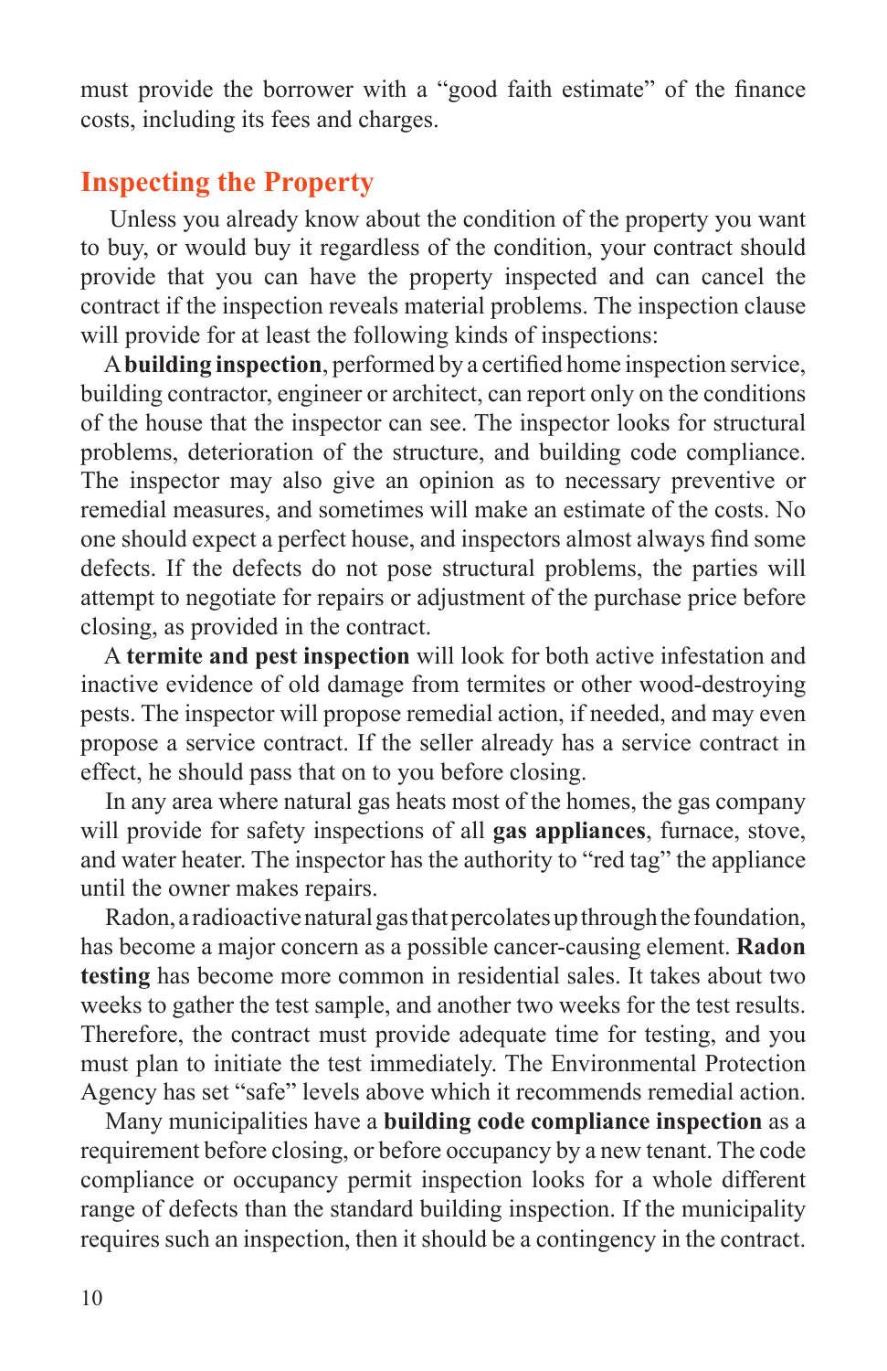must provide the borrower with a "good faith estimate" of the finance costs, including its fees and charges.

## Inspecting the Property

Unless you already know about the condition of the property you want to buy, or would buy it regardless of the condition, your contract should provide that you can have the property inspected and can cancel the contract if the inspection reveals material problems. The inspection clause will provide for at least the following kinds of inspections:

A **building inspection**, performed by a certified home inspection service, building contractor, engineer or architect, can report only on the conditions of the house that the inspector can see. The inspector looks for structural problems, deterioration of the structure, and building code compliance. The inspector may also give an opinion as to necessary preventive or remedial measures, and sometimes will make an estimate of the costs. No one should expect a perfect house, and inspectors almost always find some defects. If the defects do not pose structural problems, the parties will attempt to negotiate for repairs or adjustment of the purchase price before closing, as provided in the contract.

A **termite and pest inspection** will look for both active infestation and inactive evidence of old damage from termites or other wood-destroying pests. The inspector will propose remedial action, if needed, and may even propose a service contract. If the seller already has a service contract in effect, he should pass that on to you before closing.

In any area where natural gas heats most of the homes, the gas company will provide for safety inspections of all **gas appliances**, furnace, stove, and water heater. The inspector has the authority to "red tag" the appliance until the owner makes repairs.

Radon, a radioactive natural gas that percolates up through the foundation, has become a major concern as a possible cancer-causing element. **Radon testing** has become more common in residential sales. It takes about two weeks to gather the test sample, and another two weeks for the test results. Therefore, the contract must provide adequate time for testing, and you must plan to initiate the test immediately. The Environmental Protection Agency has set "safe" levels above which it recommends remedial action.

Many municipalities have a **building code compliance inspection** as a requirement before closing, or before occupancy by a new tenant. The code compliance or occupancy permit inspection looks for a whole different range of defects than the standard building inspection. If the municipality requires such an inspection, then it should be a contingency in the contract.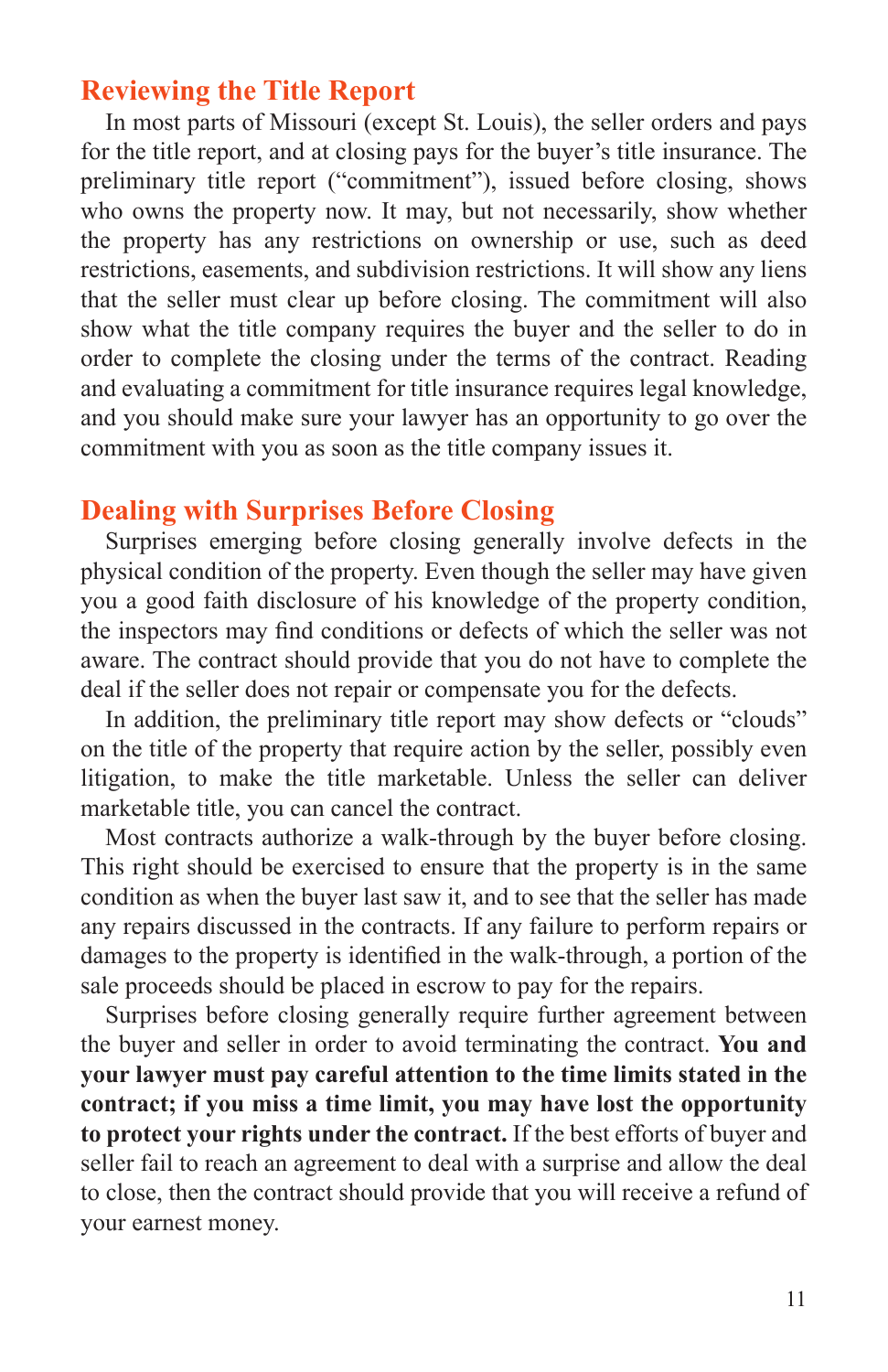## Reviewing the Title Report

In most parts of Missouri (except St. Louis), the seller orders and pays for the title report, and at closing pays for the buyer's title insurance. The preliminary title report ("commitment"), issued before closing, shows who owns the property now. It may, but not necessarily, show whether the property has any restrictions on ownership or use, such as deed restrictions, easements, and subdivision restrictions. It will show any liens that the seller must clear up before closing. The commitment will also show what the title company requires the buyer and the seller to do in order to complete the closing under the terms of the contract. Reading and evaluating a commitment for title insurance requires legal knowledge, and you should make sure your lawyer has an opportunity to go over the commitment with you as soon as the title company issues it.

## Dealing with Surprises Before Closing

Surprises emerging before closing generally involve defects in the physical condition of the property. Even though the seller may have given you a good faith disclosure of his knowledge of the property condition, the inspectors may find conditions or defects of which the seller was not aware. The contract should provide that you do not have to complete the deal if the seller does not repair or compensate you for the defects.

In addition, the preliminary title report may show defects or "clouds" on the title of the property that require action by the seller, possibly even litigation, to make the title marketable. Unless the seller can deliver marketable title, you can cancel the contract.

Most contracts authorize a walk-through by the buyer before closing. This right should be exercised to ensure that the property is in the same condition as when the buyer last saw it, and to see that the seller has made any repairs discussed in the contracts. If any failure to perform repairs or damages to the property is identified in the walk-through, a portion of the sale proceeds should be placed in escrow to pay for the repairs.

Surprises before closing generally require further agreement between the buyer and seller in order to avoid terminating the contract. **You and your lawyer must pay careful attention to the time limits stated in the contract; if you miss a time limit, you may have lost the opportunity to protect your rights under the contract.** If the best efforts of buyer and seller fail to reach an agreement to deal with a surprise and allow the deal to close, then the contract should provide that you will receive a refund of your earnest money.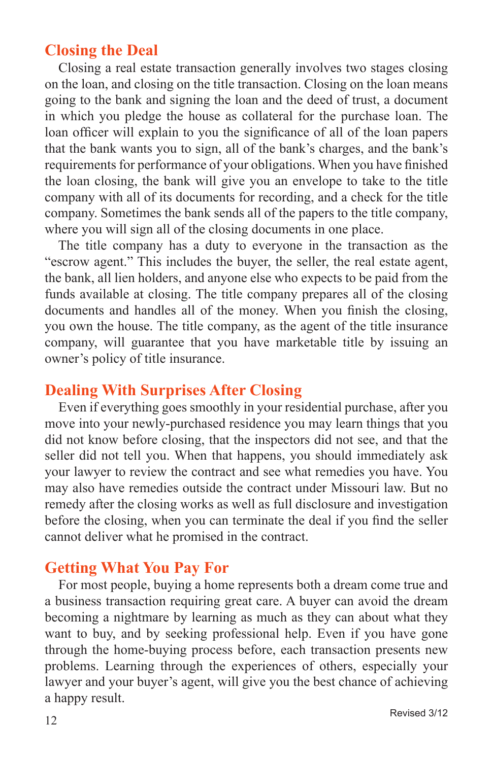## Closing the Deal

Closing a real estate transaction generally involves two stages closing on the loan, and closing on the title transaction. Closing on the loan means going to the bank and signing the loan and the deed of trust, a document in which you pledge the house as collateral for the purchase loan. The loan officer will explain to you the significance of all of the loan papers that the bank wants you to sign, all of the bank's charges, and the bank's requirements for performance of your obligations. When you have finished the loan closing, the bank will give you an envelope to take to the title company with all of its documents for recording, and a check for the title company. Sometimes the bank sends all of the papers to the title company, where you will sign all of the closing documents in one place.

The title company has a duty to everyone in the transaction as the "escrow agent." This includes the buyer, the seller, the real estate agent, the bank, all lien holders, and anyone else who expects to be paid from the funds available at closing. The title company prepares all of the closing documents and handles all of the money. When you finish the closing, you own the house. The title company, as the agent of the title insurance company, will guarantee that you have marketable title by issuing an owner's policy of title insurance.

## Dealing With Surprises After Closing

Even if everything goes smoothly in your residential purchase, after you move into your newly-purchased residence you may learn things that you did not know before closing, that the inspectors did not see, and that the seller did not tell you. When that happens, you should immediately ask your lawyer to review the contract and see what remedies you have. You may also have remedies outside the contract under Missouri law. But no remedy after the closing works as well as full disclosure and investigation before the closing, when you can terminate the deal if you find the seller cannot deliver what he promised in the contract.

## Getting What You Pay For

For most people, buying a home represents both a dream come true and a business transaction requiring great care. A buyer can avoid the dream becoming a nightmare by learning as much as they can about what they want to buy, and by seeking professional help. Even if you have gone through the home-buying process before, each transaction presents new problems. Learning through the experiences of others, especially your lawyer and your buyer's agent, will give you the best chance of achieving a happy result.

Revised 3/12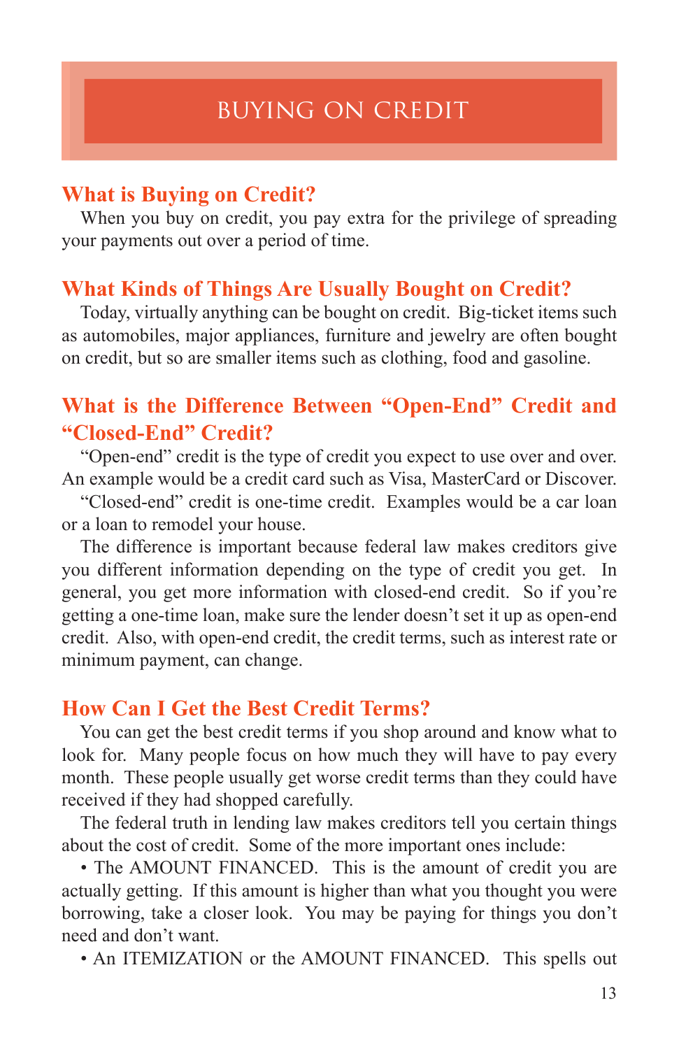# BUYING ON CREDIT

## What is Buying on Credit?

When you buy on credit, you pay extra for the privilege of spreading your payments out over a period of time.

## What Kinds of Things Are Usually Bought on Credit?

Today, virtually anything can be bought on credit. Big-ticket items such as automobiles, major appliances, furniture and jewelry are often bought on credit, but so are smaller items such as clothing, food and gasoline.

## What is the Difference Between "Open-End" Credit and "Closed-End" Credit?

"Open-end" credit is the type of credit you expect to use over and over. An example would be a credit card such as Visa, MasterCard or Discover.

"Closed-end" credit is one-time credit. Examples would be a car loan or a loan to remodel your house.

The difference is important because federal law makes creditors give you different information depending on the type of credit you get. In general, you get more information with closed-end credit. So if you're getting a one-time loan, make sure the lender doesn't set it up as open-end credit. Also, with open-end credit, the credit terms, such as interest rate or minimum payment, can change.

## How Can I Get the Best Credit Terms?

You can get the best credit terms if you shop around and know what to look for. Many people focus on how much they will have to pay every month. These people usually get worse credit terms than they could have received if they had shopped carefully.

The federal truth in lending law makes creditors tell you certain things about the cost of credit. Some of the more important ones include:

- The AMOUNT FINANCED. This is the amount of credit you are actually getting. If this amount is higher than what you thought you were borrowing, take a closer look. You may be paying for things you don't need and don't want.
- An ITEMIZATION or the AMOUNT FINANCED. This spells out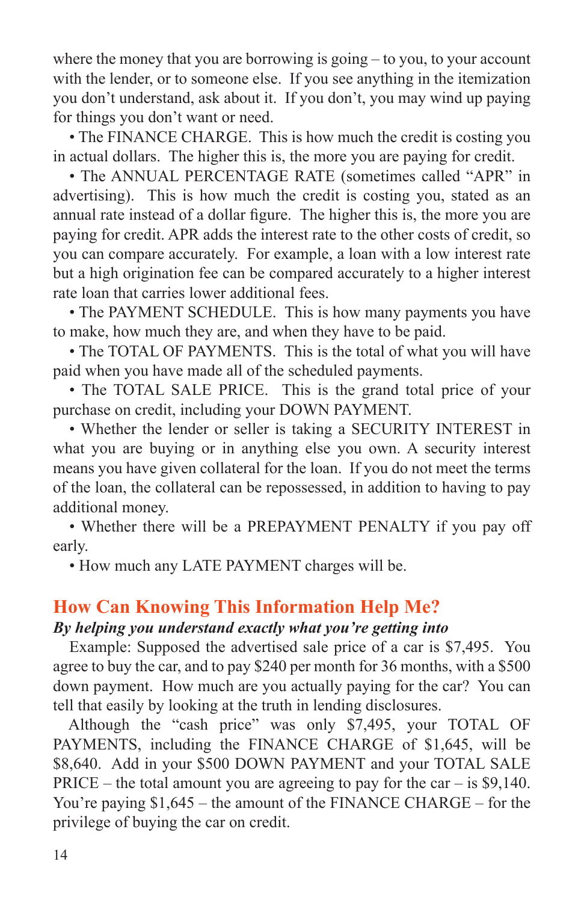where the money that you are borrowing is going – to you, to your account with the lender, or to someone else. If you see anything in the itemization you don't understand, ask about it. If you don't, you may wind up paying for things you don't want or need.

• The FINANCE CHARGE. This is how much the credit is costing you in actual dollars. The higher this is, the more you are paying for credit.

• The ANNUAL PERCENTAGE RATE (sometimes called "APR" in advertising). This is how much the credit is costing you, stated as an annual rate instead of a dollar figure. The higher this is, the more you are paying for credit. APR adds the interest rate to the other costs of credit, so you can compare accurately. For example, a loan with a low interest rate but a high origination fee can be compared accurately to a higher interest rate loan that carries lower additional fees.

• The PAYMENT SCHEDULE. This is how many payments you have to make, how much they are, and when they have to be paid.

• The TOTAL OF PAYMENTS. This is the total of what you will have paid when you have made all of the scheduled payments.

• The TOTAL SALE PRICE. This is the grand total price of your purchase on credit, including your DOWN PAYMENT.

• Whether the lender or seller is taking a SECURITY INTEREST in what you are buying or in anything else you own. A security interest means you have given collateral for the loan. If you do not meet the terms of the loan, the collateral can be repossessed, in addition to having to pay additional money.

• Whether there will be a PREPAYMENT PENALTY if you pay off early.

• How much any LATE PAYMENT charges will be.

## How Can Knowing This Information Help Me?

***By helping you understand exactly what you're getting into***

Example: Supposed the advertised sale price of a car is $7,495. You agree to buy the car, and to pay $240 per month for 36 months, with a $500 down payment. How much are you actually paying for the car? You can tell that easily by looking at the truth in lending disclosures.

Although the "cash price" was only $7,495, your TOTAL OF PAYMENTS, including the FINANCE CHARGE of $1,645, will be $8,640. Add in your $500 DOWN PAYMENT and your TOTAL SALE PRICE – the total amount you are agreeing to pay for the car – is $9,140. You're paying $1,645 – the amount of the FINANCE CHARGE – for the privilege of buying the car on credit.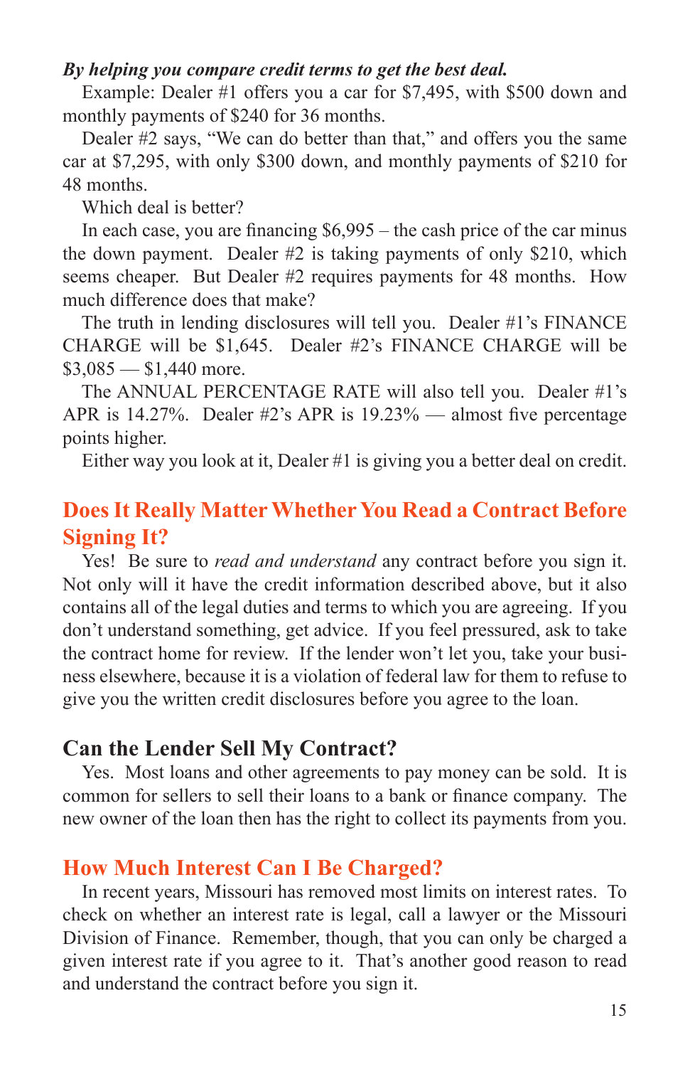***By helping you compare credit terms to get the best deal.***

Example: Dealer #1 offers you a car for $7,495, with $500 down and monthly payments of $240 for 36 months.

Dealer #2 says, "We can do better than that," and offers you the same car at $7,295, with only $300 down, and monthly payments of $210 for 48 months.

Which deal is better?

In each case, you are financing $6,995 – the cash price of the car minus the down payment. Dealer #2 is taking payments of only $210, which seems cheaper. But Dealer #2 requires payments for 48 months. How much difference does that make?

The truth in lending disclosures will tell you. Dealer #1's FINANCE CHARGE will be $1,645. Dealer #2's FINANCE CHARGE will be $3,085 — $1,440 more.

The ANNUAL PERCENTAGE RATE will also tell you. Dealer #1's APR is 14.27%. Dealer #2's APR is 19.23% — almost five percentage points higher.

Either way you look at it, Dealer #1 is giving you a better deal on credit.

## Does It Really Matter Whether You Read a Contract Before Signing It?

Yes! Be sure to *read and understand* any contract before you sign it. Not only will it have the credit information described above, but it also contains all of the legal duties and terms to which you are agreeing. If you don't understand something, get advice. If you feel pressured, ask to take the contract home for review. If the lender won't let you, take your business elsewhere, because it is a violation of federal law for them to refuse to give you the written credit disclosures before you agree to the loan.

## Can the Lender Sell My Contract?

Yes. Most loans and other agreements to pay money can be sold. It is common for sellers to sell their loans to a bank or finance company. The new owner of the loan then has the right to collect its payments from you.

## How Much Interest Can I Be Charged?

In recent years, Missouri has removed most limits on interest rates. To check on whether an interest rate is legal, call a lawyer or the Missouri Division of Finance. Remember, though, that you can only be charged a given interest rate if you agree to it. That's another good reason to read and understand the contract before you sign it.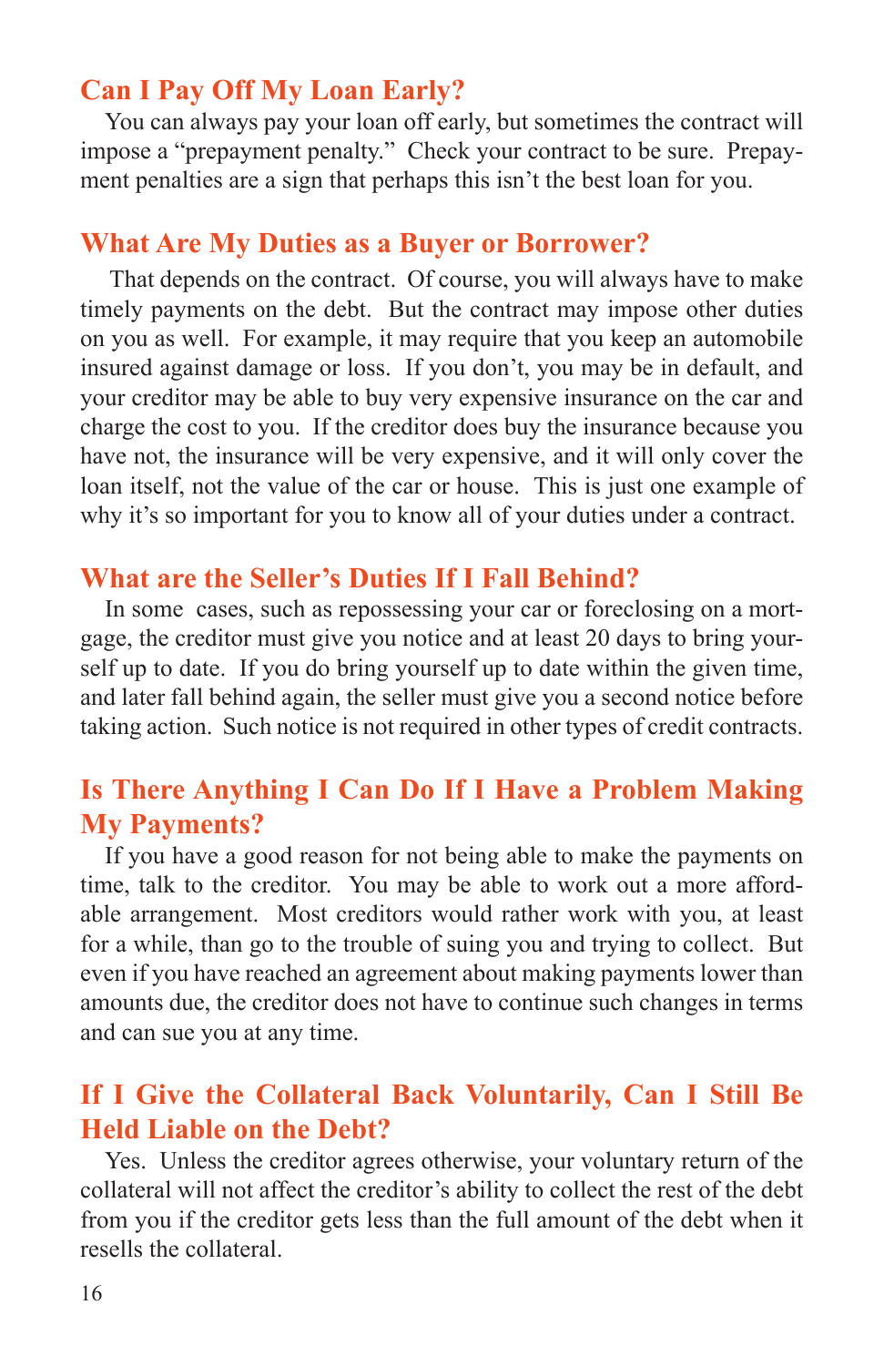## Can I Pay Off My Loan Early?

You can always pay your loan off early, but sometimes the contract will impose a "prepayment penalty." Check your contract to be sure. Prepayment penalties are a sign that perhaps this isn't the best loan for you.

## What Are My Duties as a Buyer or Borrower?

That depends on the contract. Of course, you will always have to make timely payments on the debt. But the contract may impose other duties on you as well. For example, it may require that you keep an automobile insured against damage or loss. If you don't, you may be in default, and your creditor may be able to buy very expensive insurance on the car and charge the cost to you. If the creditor does buy the insurance because you have not, the insurance will be very expensive, and it will only cover the loan itself, not the value of the car or house. This is just one example of why it's so important for you to know all of your duties under a contract.

## What are the Seller's Duties If I Fall Behind?

In some cases, such as repossessing your car or foreclosing on a mortgage, the creditor must give you notice and at least 20 days to bring yourself up to date. If you do bring yourself up to date within the given time, and later fall behind again, the seller must give you a second notice before taking action. Such notice is not required in other types of credit contracts.

## Is There Anything I Can Do If I Have a Problem Making My Payments?

If you have a good reason for not being able to make the payments on time, talk to the creditor. You may be able to work out a more affordable arrangement. Most creditors would rather work with you, at least for a while, than go to the trouble of suing you and trying to collect. But even if you have reached an agreement about making payments lower than amounts due, the creditor does not have to continue such changes in terms and can sue you at any time.

## If I Give the Collateral Back Voluntarily, Can I Still Be Held Liable on the Debt?

Yes. Unless the creditor agrees otherwise, your voluntary return of the collateral will not affect the creditor's ability to collect the rest of the debt from you if the creditor gets less than the full amount of the debt when it resells the collateral.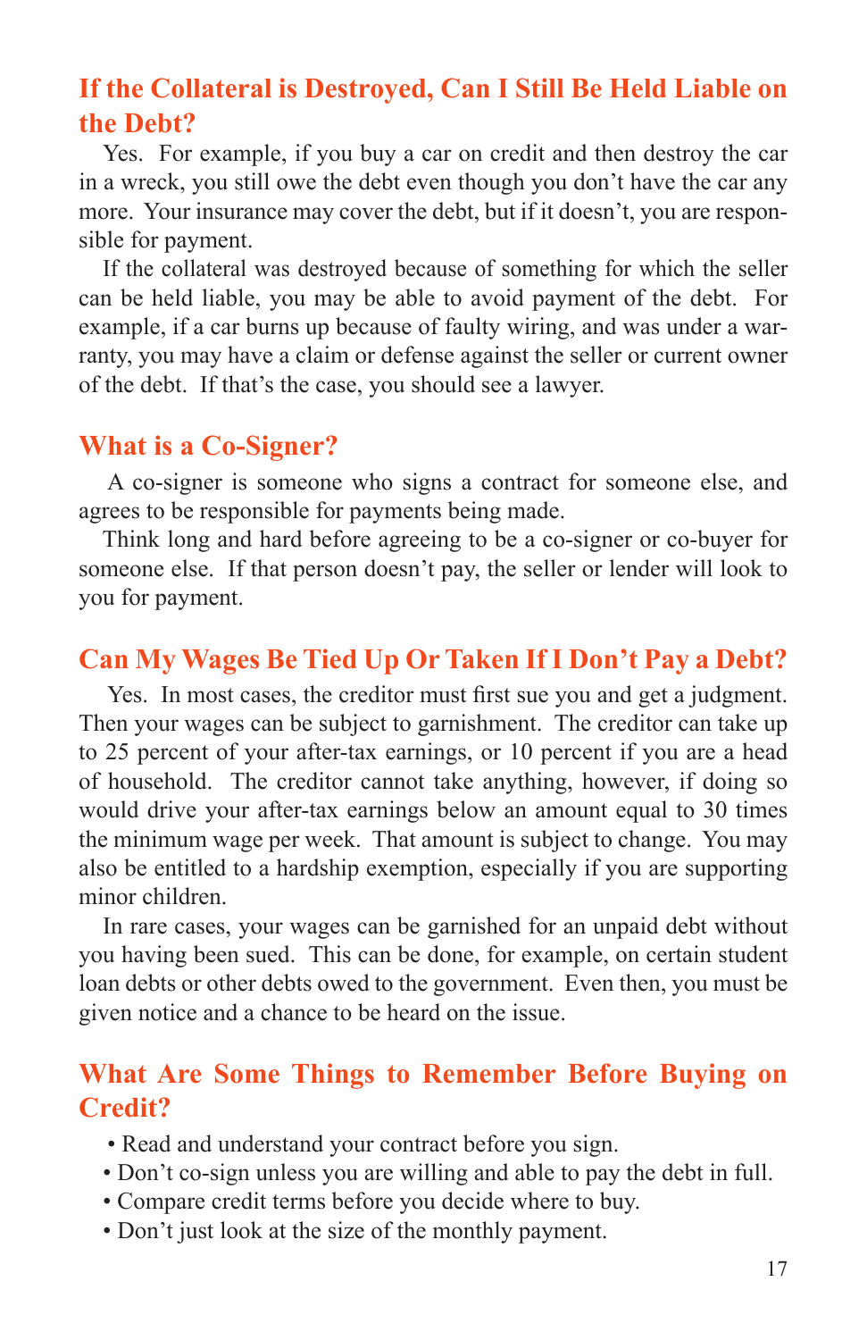## If the Collateral is Destroyed, Can I Still Be Held Liable on the Debt?

Yes. For example, if you buy a car on credit and then destroy the car in a wreck, you still owe the debt even though you don't have the car any more. Your insurance may cover the debt, but if it doesn't, you are responsible for payment.

If the collateral was destroyed because of something for which the seller can be held liable, you may be able to avoid payment of the debt. For example, if a car burns up because of faulty wiring, and was under a warranty, you may have a claim or defense against the seller or current owner of the debt. If that's the case, you should see a lawyer.

## What is a Co-Signer?

A co-signer is someone who signs a contract for someone else, and agrees to be responsible for payments being made.

Think long and hard before agreeing to be a co-signer or co-buyer for someone else. If that person doesn't pay, the seller or lender will look to you for payment.

## Can My Wages Be Tied Up Or Taken If I Don't Pay a Debt?

Yes. In most cases, the creditor must first sue you and get a judgment. Then your wages can be subject to garnishment. The creditor can take up to 25 percent of your after-tax earnings, or 10 percent if you are a head of household. The creditor cannot take anything, however, if doing so would drive your after-tax earnings below an amount equal to 30 times the minimum wage per week. That amount is subject to change. You may also be entitled to a hardship exemption, especially if you are supporting minor children.

In rare cases, your wages can be garnished for an unpaid debt without you having been sued. This can be done, for example, on certain student loan debts or other debts owed to the government. Even then, you must be given notice and a chance to be heard on the issue.

## What Are Some Things to Remember Before Buying on Credit?

- Read and understand your contract before you sign.
- Don't co-sign unless you are willing and able to pay the debt in full.
- Compare credit terms before you decide where to buy.
- Don't just look at the size of the monthly payment.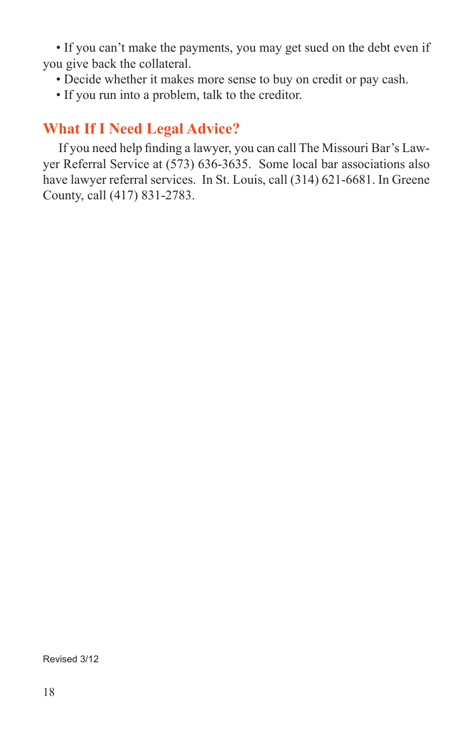- If you can't make the payments, you may get sued on the debt even if you give back the collateral.
- Decide whether it makes more sense to buy on credit or pay cash.
- If you run into a problem, talk to the creditor.

## What If I Need Legal Advice?

If you need help finding a lawyer, you can call The Missouri Bar's Lawyer Referral Service at (573) 636-3635. Some local bar associations also have lawyer referral services. In St. Louis, call (314) 621-6681. In Greene County, call (417) 831-2783.

Revised 3/12